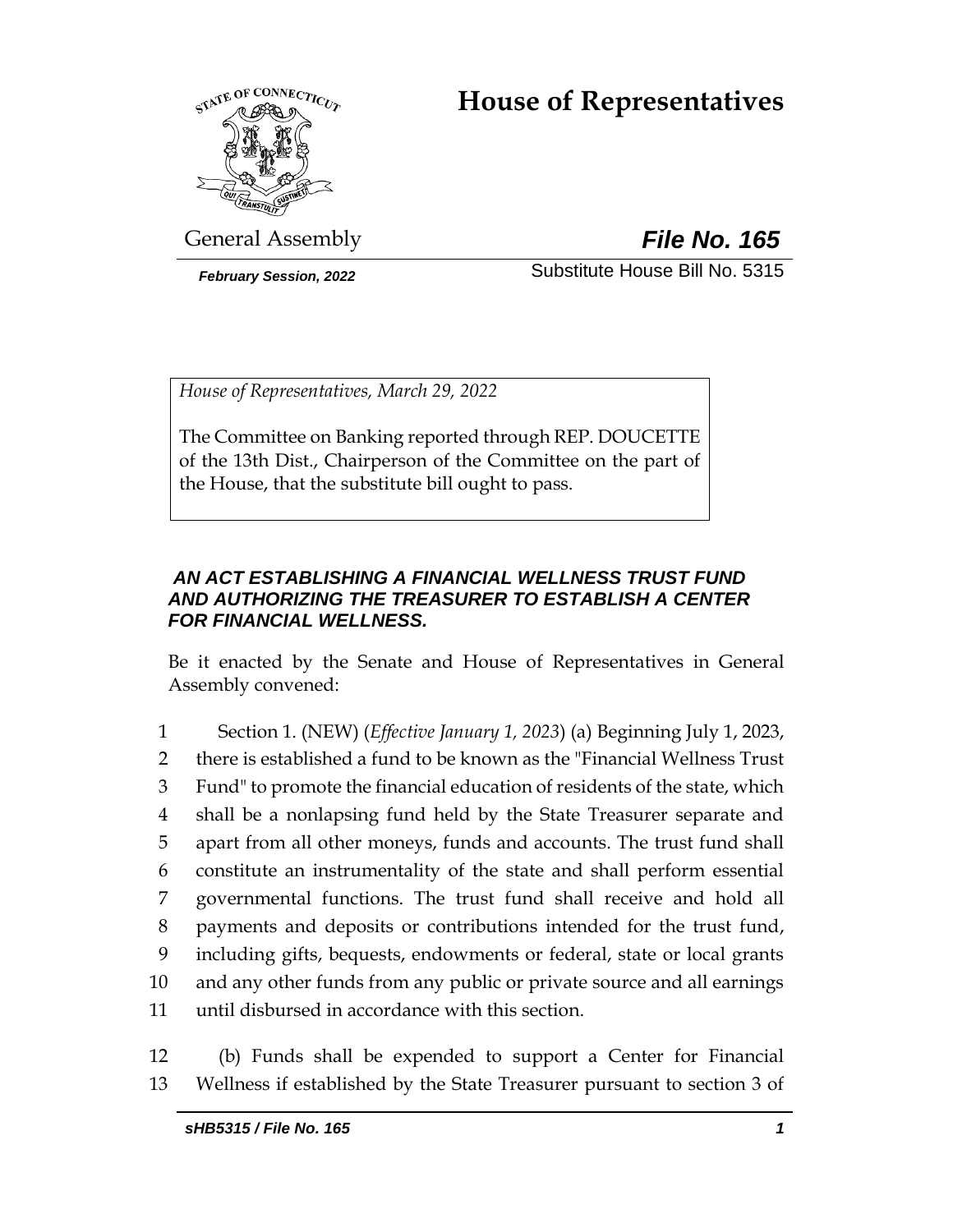# House of Representatives

General Assembly

***File No. 165***

*February Session, 2022*

Substitute House Bill No. 5315

*House of Representatives, March 29, 2022*

The Committee on Banking reported through REP. DOUCETTE of the 13th Dist., Chairperson of the Committee on the part of the House, that the substitute bill ought to pass.

***AN ACT ESTABLISHING A FINANCIAL WELLNESS TRUST FUND AND AUTHORIZING THE TREASURER TO ESTABLISH A CENTER FOR FINANCIAL WELLNESS.***

Be it enacted by the Senate and House of Representatives in General Assembly convened:

1 Section 1. (NEW) (*Effective January 1, 2023*) (a) Beginning July 1, 2023,
2 there is established a fund to be known as the "Financial Wellness Trust
3 Fund" to promote the financial education of residents of the state, which
4 shall be a nonlapsing fund held by the State Treasurer separate and
5 apart from all other moneys, funds and accounts. The trust fund shall
6 constitute an instrumentality of the state and shall perform essential
7 governmental functions. The trust fund shall receive and hold all
8 payments and deposits or contributions intended for the trust fund,
9 including gifts, bequests, endowments or federal, state or local grants
10 and any other funds from any public or private source and all earnings
11 until disbursed in accordance with this section.

12 (b) Funds shall be expended to support a Center for Financial
13 Wellness if established by the State Treasurer pursuant to section 3 of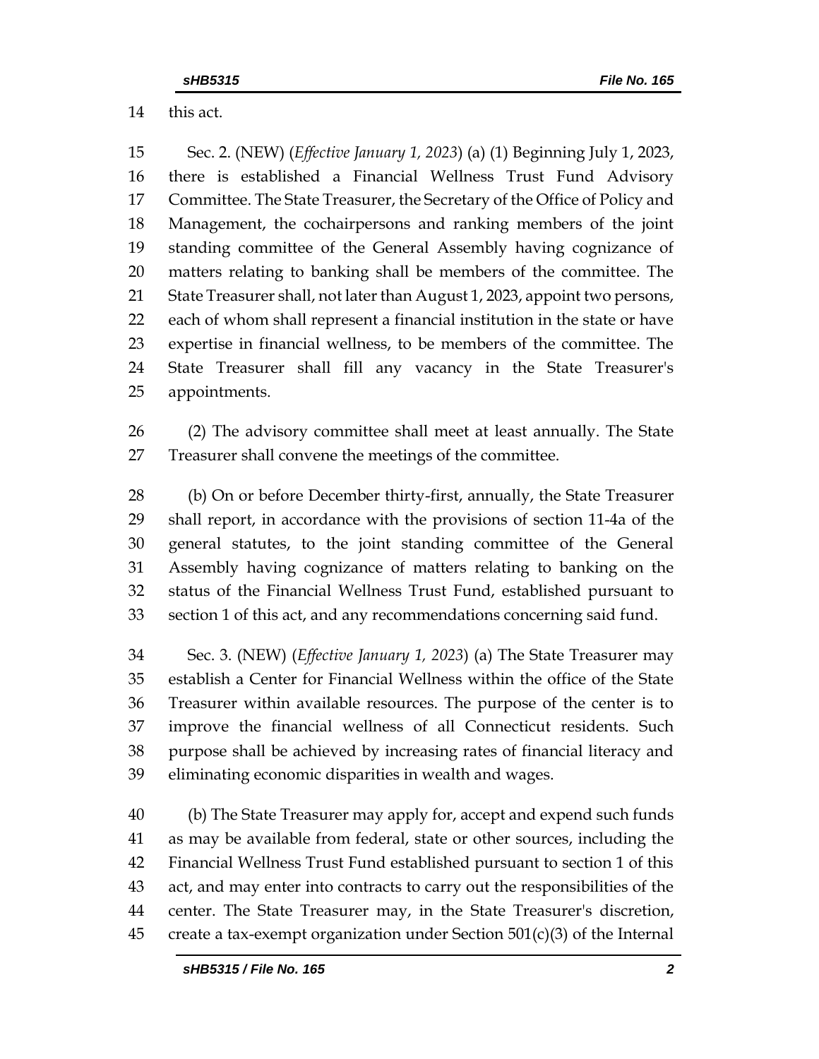this act.

Sec. 2. (NEW) (*Effective January 1, 2023*) (a) (1) Beginning July 1, 2023, there is established a Financial Wellness Trust Fund Advisory Committee. The State Treasurer, the Secretary of the Office of Policy and Management, the cochairpersons and ranking members of the joint standing committee of the General Assembly having cognizance of matters relating to banking shall be members of the committee. The State Treasurer shall, not later than August 1, 2023, appoint two persons, each of whom shall represent a financial institution in the state or have expertise in financial wellness, to be members of the committee. The State Treasurer shall fill any vacancy in the State Treasurer's appointments.

(2) The advisory committee shall meet at least annually. The State Treasurer shall convene the meetings of the committee.

(b) On or before December thirty-first, annually, the State Treasurer shall report, in accordance with the provisions of section 11-4a of the general statutes, to the joint standing committee of the General Assembly having cognizance of matters relating to banking on the status of the Financial Wellness Trust Fund, established pursuant to section 1 of this act, and any recommendations concerning said fund.

Sec. 3. (NEW) (*Effective January 1, 2023*) (a) The State Treasurer may establish a Center for Financial Wellness within the office of the State Treasurer within available resources. The purpose of the center is to improve the financial wellness of all Connecticut residents. Such purpose shall be achieved by increasing rates of financial literacy and eliminating economic disparities in wealth and wages.

(b) The State Treasurer may apply for, accept and expend such funds as may be available from federal, state or other sources, including the Financial Wellness Trust Fund established pursuant to section 1 of this act, and may enter into contracts to carry out the responsibilities of the center. The State Treasurer may, in the State Treasurer's discretion, create a tax-exempt organization under Section 501(c)(3) of the Internal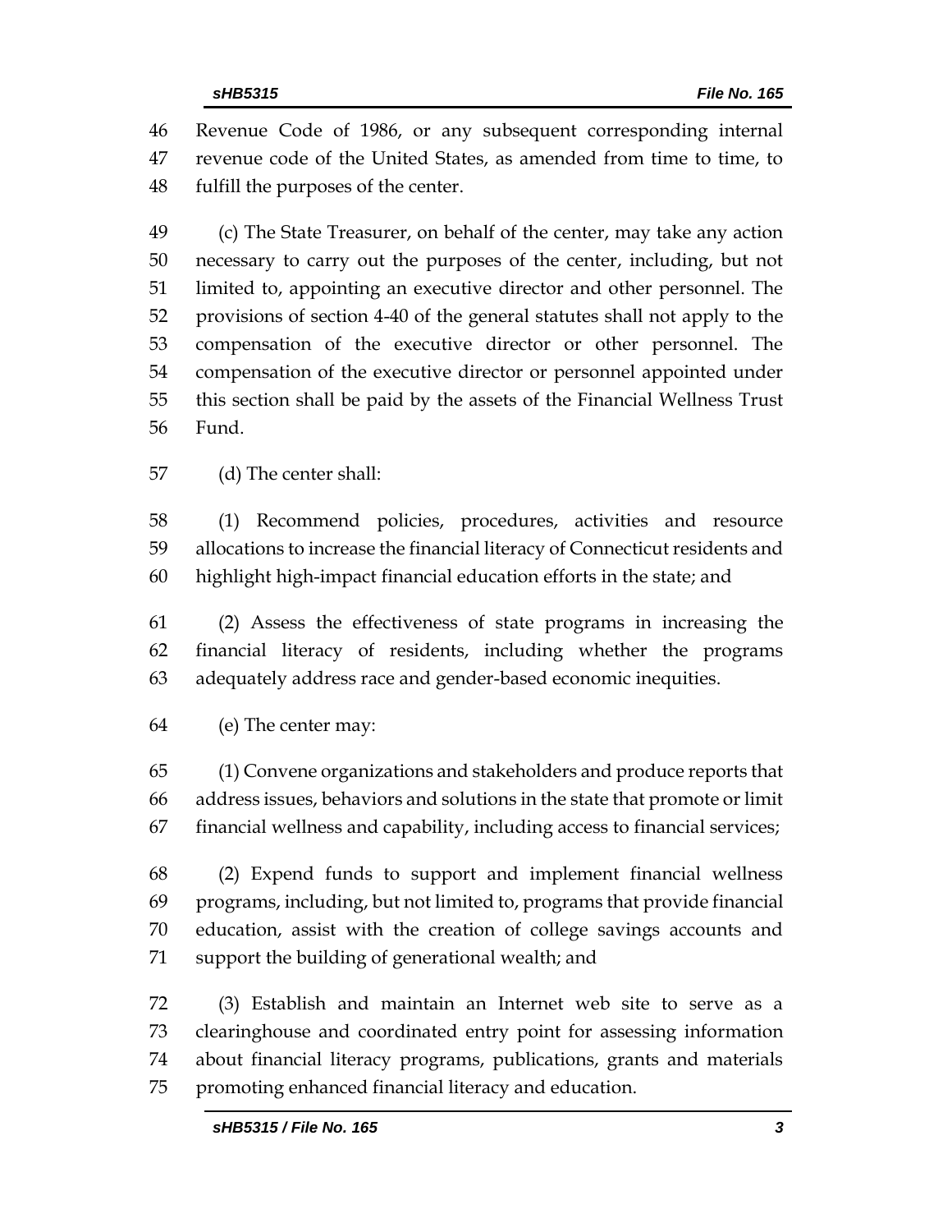Revenue Code of 1986, or any subsequent corresponding internal revenue code of the United States, as amended from time to time, to fulfill the purposes of the center.

(c) The State Treasurer, on behalf of the center, may take any action necessary to carry out the purposes of the center, including, but not limited to, appointing an executive director and other personnel. The provisions of section 4-40 of the general statutes shall not apply to the compensation of the executive director or other personnel. The compensation of the executive director or personnel appointed under this section shall be paid by the assets of the Financial Wellness Trust Fund.

(d) The center shall:

(1) Recommend policies, procedures, activities and resource allocations to increase the financial literacy of Connecticut residents and highlight high-impact financial education efforts in the state; and

(2) Assess the effectiveness of state programs in increasing the financial literacy of residents, including whether the programs adequately address race and gender-based economic inequities.

(e) The center may:

(1) Convene organizations and stakeholders and produce reports that address issues, behaviors and solutions in the state that promote or limit financial wellness and capability, including access to financial services;

(2) Expend funds to support and implement financial wellness programs, including, but not limited to, programs that provide financial education, assist with the creation of college savings accounts and support the building of generational wealth; and

(3) Establish and maintain an Internet web site to serve as a clearinghouse and coordinated entry point for assessing information about financial literacy programs, publications, grants and materials promoting enhanced financial literacy and education.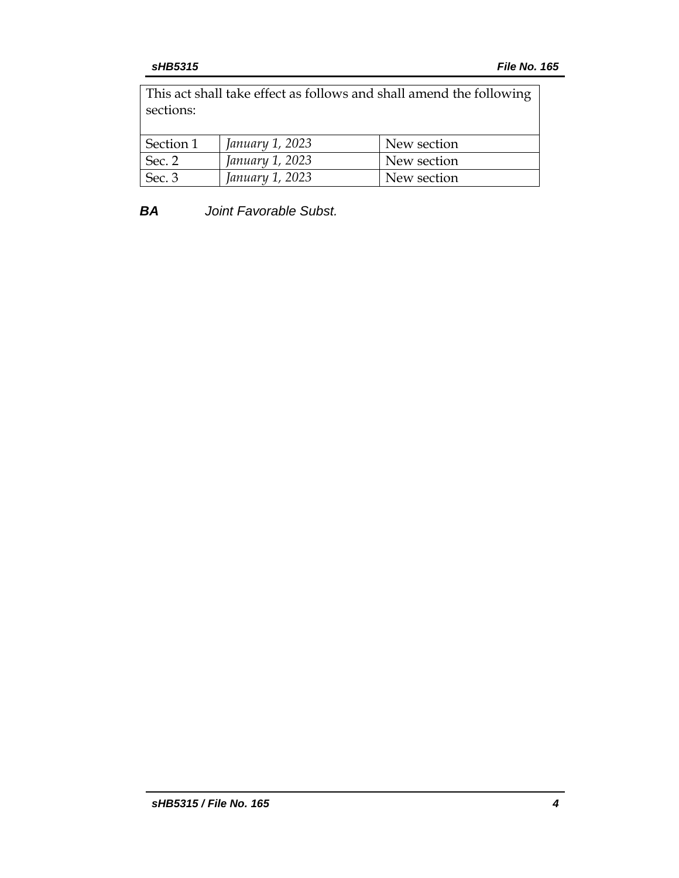| This act shall take effect as follows and shall amend the following sections: | | |
|---|---|---|
| Section 1 | *January 1, 2023* | New section |
| Sec. 2 | *January 1, 2023* | New section |
| Sec. 3 | *January 1, 2023* | New section |

***BA*** *Joint Favorable Subst.*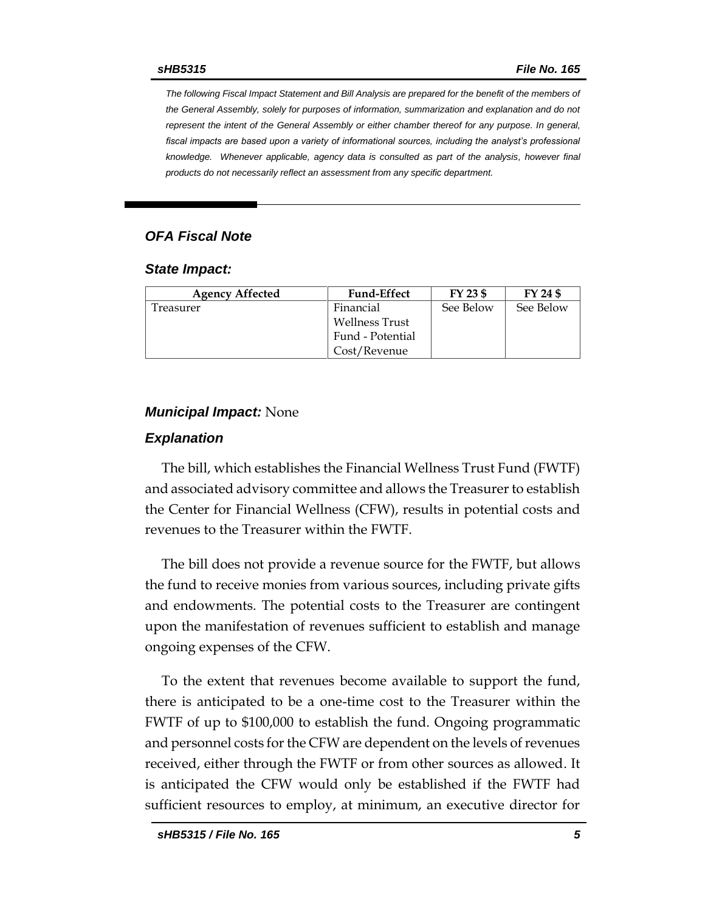*The following Fiscal Impact Statement and Bill Analysis are prepared for the benefit of the members of the General Assembly, solely for purposes of information, summarization and explanation and do not represent the intent of the General Assembly or either chamber thereof for any purpose. In general, fiscal impacts are based upon a variety of informational sources, including the analyst's professional knowledge. Whenever applicable, agency data is consulted as part of the analysis, however final products do not necessarily reflect an assessment from any specific department.*

### *OFA Fiscal Note*

#### *State Impact:*

| Agency Affected | Fund-Effect | FY 23 $ | FY 24 $ |
|---|---|---|---|
| Treasurer | Financial Wellness Trust Fund - Potential Cost/Revenue | See Below | See Below |

#### ***Municipal Impact:*** None

#### *Explanation*

The bill, which establishes the Financial Wellness Trust Fund (FWTF) and associated advisory committee and allows the Treasurer to establish the Center for Financial Wellness (CFW), results in potential costs and revenues to the Treasurer within the FWTF.

The bill does not provide a revenue source for the FWTF, but allows the fund to receive monies from various sources, including private gifts and endowments. The potential costs to the Treasurer are contingent upon the manifestation of revenues sufficient to establish and manage ongoing expenses of the CFW.

To the extent that revenues become available to support the fund, there is anticipated to be a one-time cost to the Treasurer within the FWTF of up to $100,000 to establish the fund. Ongoing programmatic and personnel costs for the CFW are dependent on the levels of revenues received, either through the FWTF or from other sources as allowed. It is anticipated the CFW would only be established if the FWTF had sufficient resources to employ, at minimum, an executive director for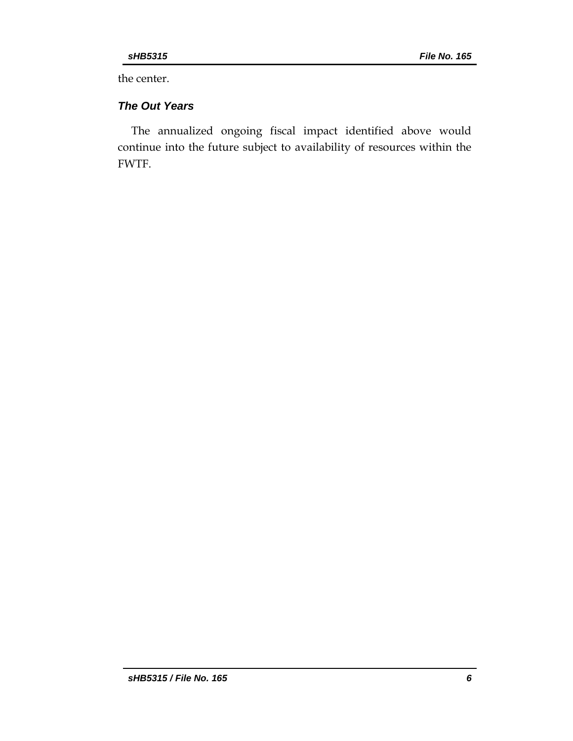the center.

### *The Out Years*

The annualized ongoing fiscal impact identified above would continue into the future subject to availability of resources within the FWTF.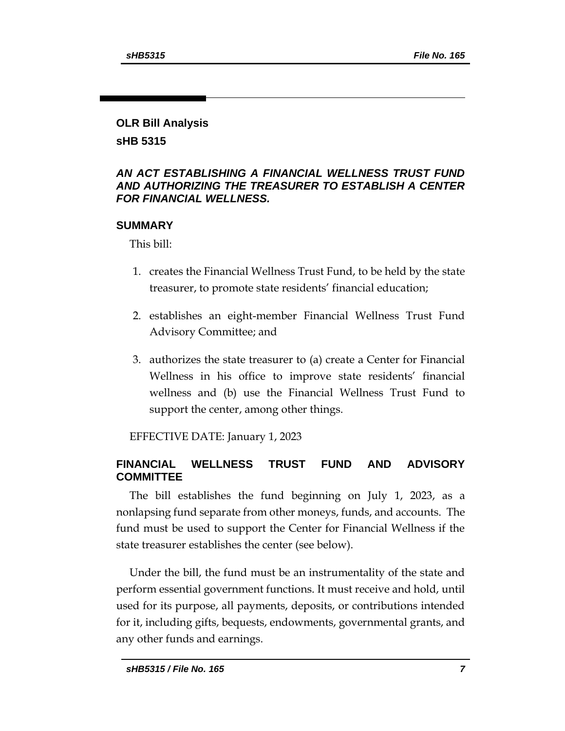## OLR Bill Analysis

## sHB 5315

### *AN ACT ESTABLISHING A FINANCIAL WELLNESS TRUST FUND AND AUTHORIZING THE TREASURER TO ESTABLISH A CENTER FOR FINANCIAL WELLNESS.*

### SUMMARY

This bill:

1. creates the Financial Wellness Trust Fund, to be held by the state treasurer, to promote state residents' financial education;
2. establishes an eight-member Financial Wellness Trust Fund Advisory Committee; and
3. authorizes the state treasurer to (a) create a Center for Financial Wellness in his office to improve state residents' financial wellness and (b) use the Financial Wellness Trust Fund to support the center, among other things.

EFFECTIVE DATE: January 1, 2023

### FINANCIAL WELLNESS TRUST FUND AND ADVISORY COMMITTEE

The bill establishes the fund beginning on July 1, 2023, as a nonlapsing fund separate from other moneys, funds, and accounts. The fund must be used to support the Center for Financial Wellness if the state treasurer establishes the center (see below).

Under the bill, the fund must be an instrumentality of the state and perform essential government functions. It must receive and hold, until used for its purpose, all payments, deposits, or contributions intended for it, including gifts, bequests, endowments, governmental grants, and any other funds and earnings.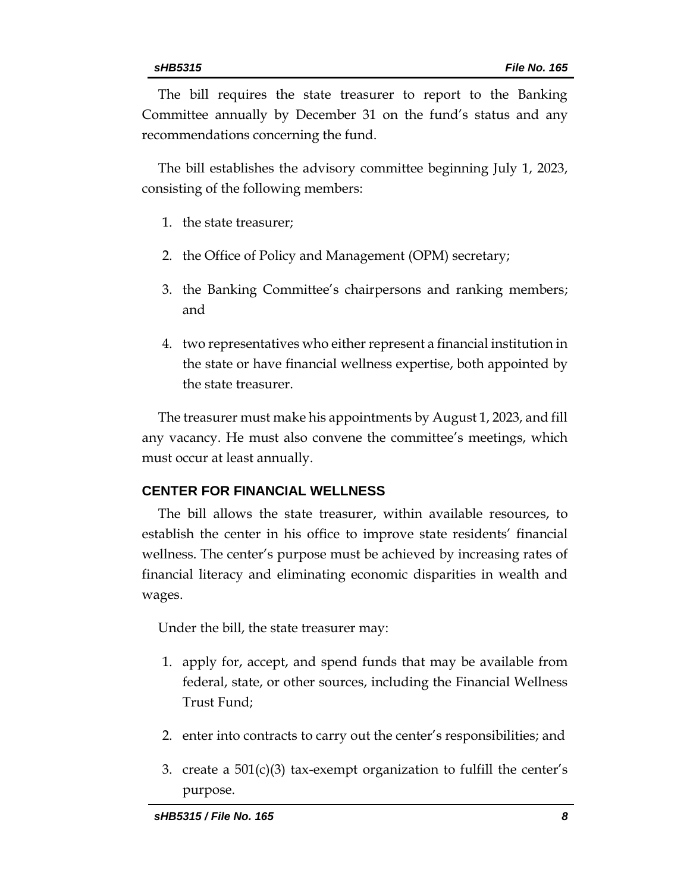The bill requires the state treasurer to report to the Banking Committee annually by December 31 on the fund's status and any recommendations concerning the fund.

The bill establishes the advisory committee beginning July 1, 2023, consisting of the following members:

1. the state treasurer;
2. the Office of Policy and Management (OPM) secretary;
3. the Banking Committee's chairpersons and ranking members; and
4. two representatives who either represent a financial institution in the state or have financial wellness expertise, both appointed by the state treasurer.

The treasurer must make his appointments by August 1, 2023, and fill any vacancy. He must also convene the committee's meetings, which must occur at least annually.

## CENTER FOR FINANCIAL WELLNESS

The bill allows the state treasurer, within available resources, to establish the center in his office to improve state residents' financial wellness. The center's purpose must be achieved by increasing rates of financial literacy and eliminating economic disparities in wealth and wages.

Under the bill, the state treasurer may:

1. apply for, accept, and spend funds that may be available from federal, state, or other sources, including the Financial Wellness Trust Fund;
2. enter into contracts to carry out the center's responsibilities; and
3. create a 501(c)(3) tax-exempt organization to fulfill the center's purpose.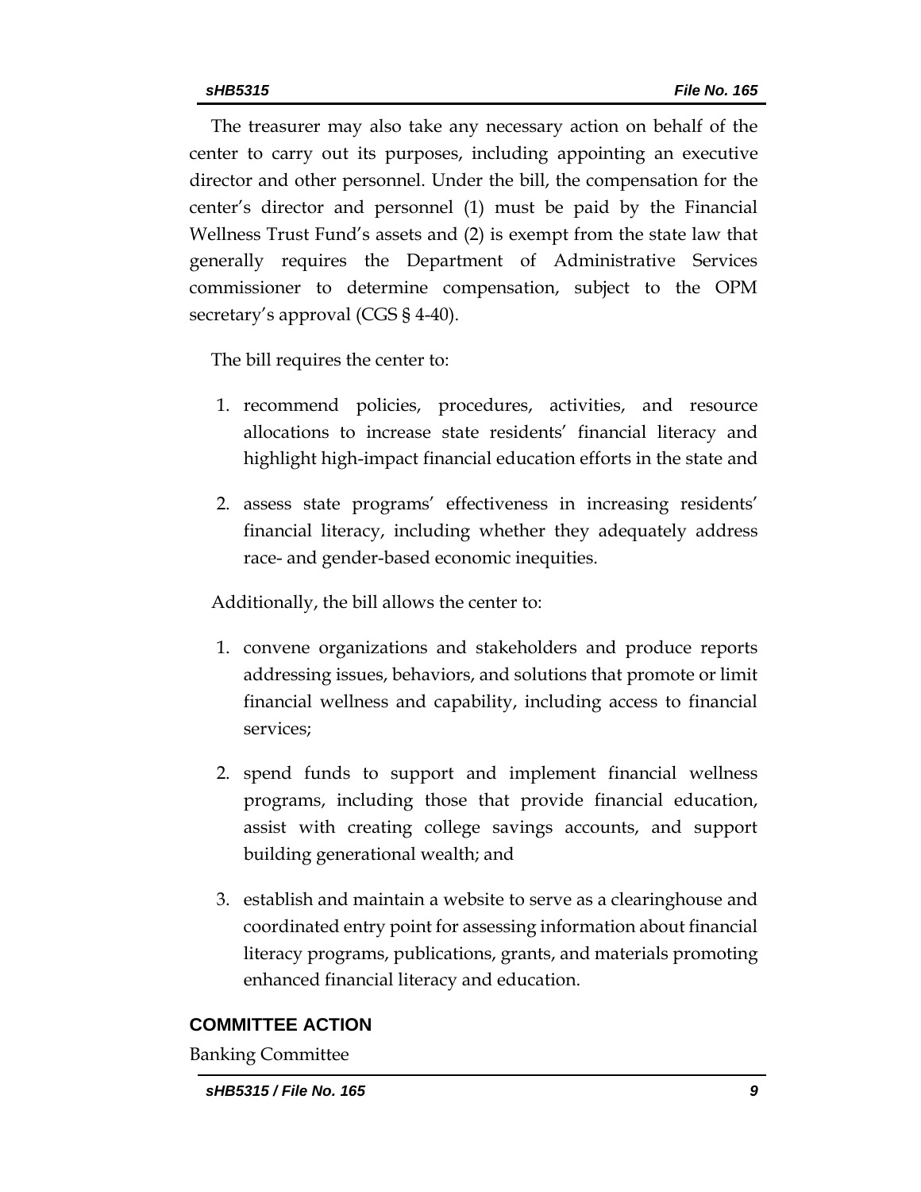The treasurer may also take any necessary action on behalf of the center to carry out its purposes, including appointing an executive director and other personnel. Under the bill, the compensation for the center's director and personnel (1) must be paid by the Financial Wellness Trust Fund's assets and (2) is exempt from the state law that generally requires the Department of Administrative Services commissioner to determine compensation, subject to the OPM secretary's approval (CGS § 4-40).

The bill requires the center to:

1. recommend policies, procedures, activities, and resource allocations to increase state residents' financial literacy and highlight high-impact financial education efforts in the state and
2. assess state programs' effectiveness in increasing residents' financial literacy, including whether they adequately address race- and gender-based economic inequities.

Additionally, the bill allows the center to:

1. convene organizations and stakeholders and produce reports addressing issues, behaviors, and solutions that promote or limit financial wellness and capability, including access to financial services;
2. spend funds to support and implement financial wellness programs, including those that provide financial education, assist with creating college savings accounts, and support building generational wealth; and
3. establish and maintain a website to serve as a clearinghouse and coordinated entry point for assessing information about financial literacy programs, publications, grants, and materials promoting enhanced financial literacy and education.

## COMMITTEE ACTION

Banking Committee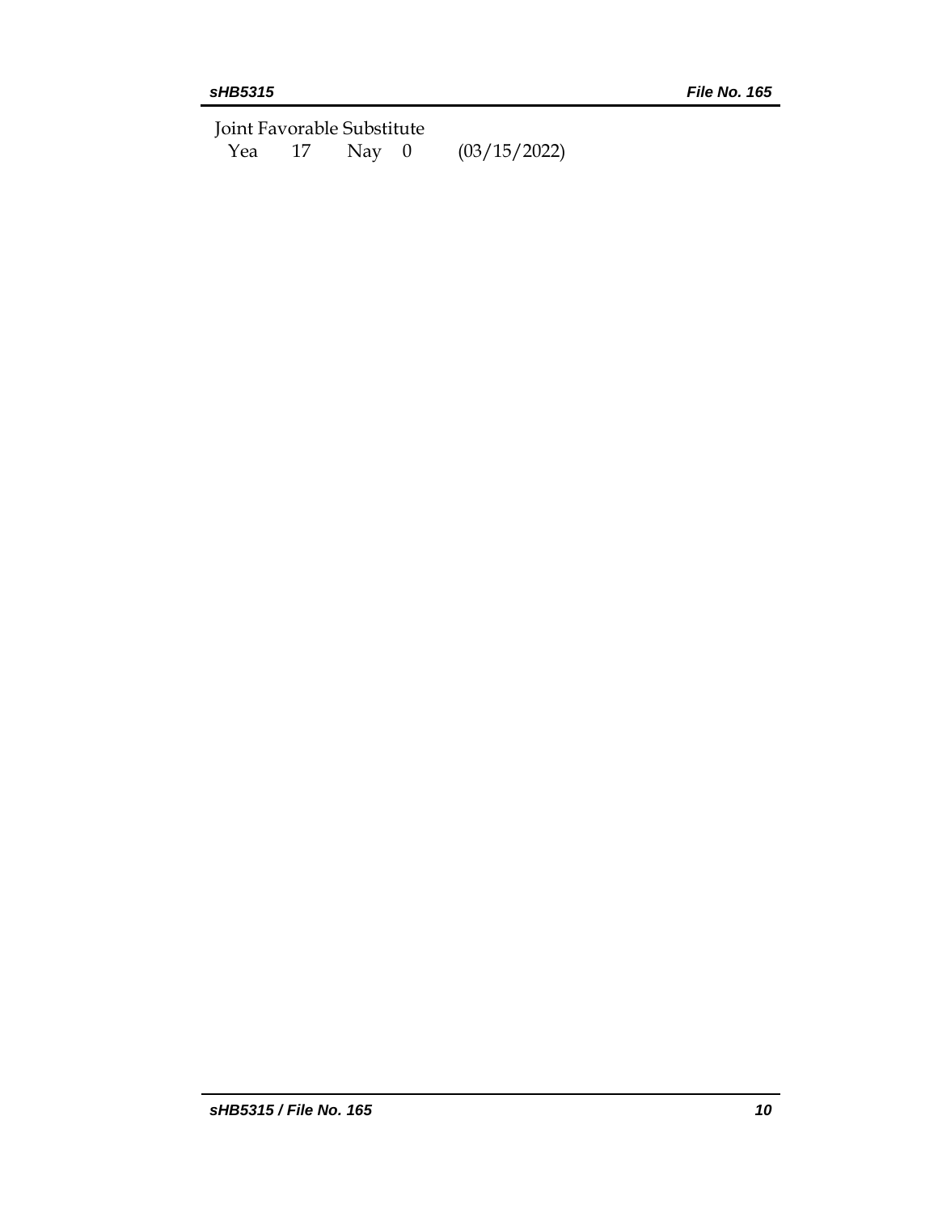Joint Favorable Substitute

| | | | | |
|---|---|---|---|---|
| Yea | 17 | Nay | 0 | (03/15/2022) |